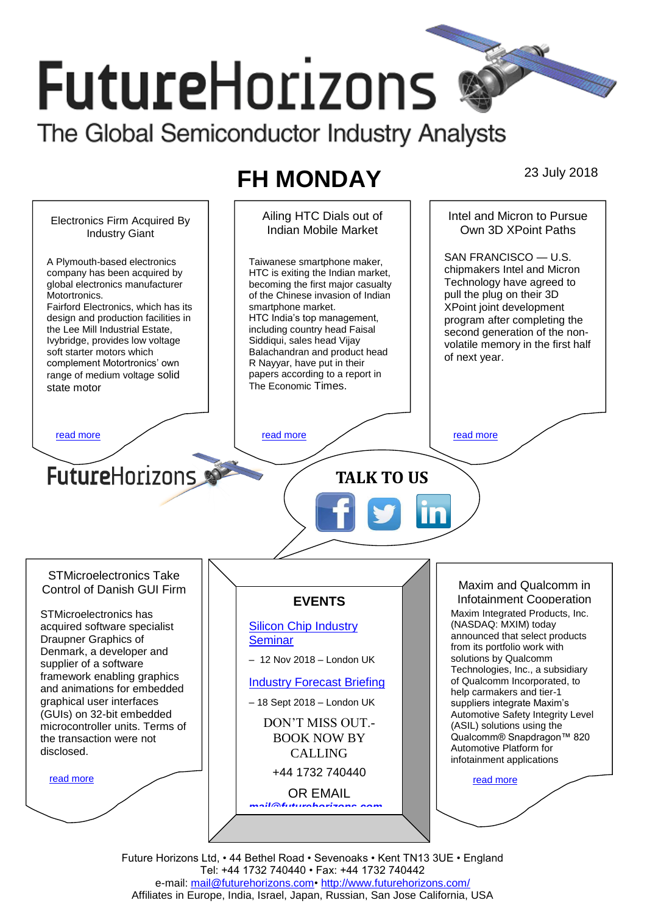# FutureHorizons

The Global Semiconductor Industry Analysts

## FH MONDAY

23 July 2018

### Electronics Firm Acquired By Industry Giant

A Plymouth-based electronics company has been acquired by global electronics manufacturer Motortronics.
Fairford Electronics, which has its design and production facilities in the Lee Mill Industrial Estate, Ivybridge, provides low voltage soft starter motors which complement Motortronics' own range of medium voltage solid state motor

read more

### Ailing HTC Dials out of Indian Mobile Market

Taiwanese smartphone maker, HTC is exiting the Indian market, becoming the first major casualty of the Chinese invasion of Indian smartphone market.
HTC India's top management, including country head Faisal Siddiqui, sales head Vijay Balachandran and product head R Nayyar, have put in their papers according to a report in The Economic Times.

read more

### Intel and Micron to Pursue Own 3D XPoint Paths

SAN FRANCISCO — U.S. chipmakers Intel and Micron Technology have agreed to pull the plug on their 3D XPoint joint development program after completing the second generation of the non-volatile memory in the first half of next year.

read more

FutureHorizons

**TALK TO US**

### STMicroelectronics Take Control of Danish GUI Firm

STMicroelectronics has acquired software specialist Draupner Graphics of Denmark, a developer and supplier of a software framework enabling graphics and animations for embedded graphical user interfaces (GUIs) on 32-bit embedded microcontroller units. Terms of the transaction were not disclosed.

read more

### EVENTS

Silicon Chip Industry Seminar

– 12 Nov 2018 – London UK

Industry Forecast Briefing

– 18 Sept 2018 – London UK

DON'T MISS OUT.- BOOK NOW BY CALLING

+44 1732 740440

OR EMAIL

mail@futurehorizons.com

### Maxim and Qualcomm in Infotainment Cooperation

Maxim Integrated Products, Inc. (NASDAQ: MXIM) today announced that select products from its portfolio work with solutions by Qualcomm Technologies, Inc., a subsidiary of Qualcomm Incorporated, to help carmakers and tier-1 suppliers integrate Maxim's Automotive Safety Integrity Level (ASIL) solutions using the Qualcomm® Snapdragon™ 820 Automotive Platform for infotainment applications

read more

Future Horizons Ltd, • 44 Bethel Road • Sevenoaks • Kent TN13 3UE • England
Tel: +44 1732 740440 • Fax: +44 1732 740442
e-mail: mail@futurehorizons.com• http://www.futurehorizons.com/
Affiliates in Europe, India, Israel, Japan, Russian, San Jose California, USA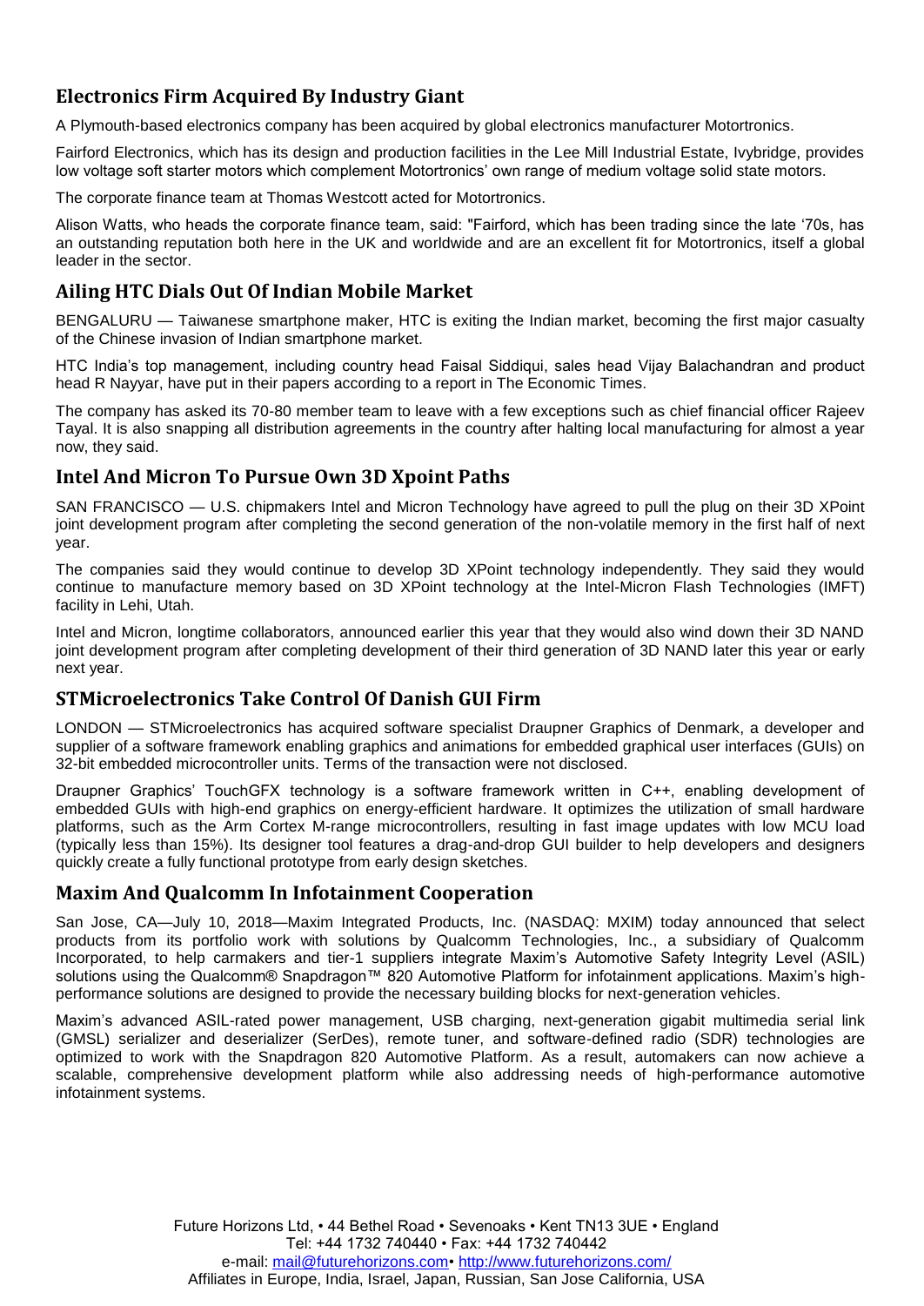## Electronics Firm Acquired By Industry Giant

A Plymouth-based electronics company has been acquired by global electronics manufacturer Motortronics.

Fairford Electronics, which has its design and production facilities in the Lee Mill Industrial Estate, Ivybridge, provides low voltage soft starter motors which complement Motortronics' own range of medium voltage solid state motors.

The corporate finance team at Thomas Westcott acted for Motortronics.

Alison Watts, who heads the corporate finance team, said: "Fairford, which has been trading since the late '70s, has an outstanding reputation both here in the UK and worldwide and are an excellent fit for Motortronics, itself a global leader in the sector.

## Ailing HTC Dials Out Of Indian Mobile Market

BENGALURU — Taiwanese smartphone maker, HTC is exiting the Indian market, becoming the first major casualty of the Chinese invasion of Indian smartphone market.

HTC India's top management, including country head Faisal Siddiqui, sales head Vijay Balachandran and product head R Nayyar, have put in their papers according to a report in The Economic Times.

The company has asked its 70-80 member team to leave with a few exceptions such as chief financial officer Rajeev Tayal. It is also snapping all distribution agreements in the country after halting local manufacturing for almost a year now, they said.

## Intel And Micron To Pursue Own 3D Xpoint Paths

SAN FRANCISCO — U.S. chipmakers Intel and Micron Technology have agreed to pull the plug on their 3D XPoint joint development program after completing the second generation of the non-volatile memory in the first half of next year.

The companies said they would continue to develop 3D XPoint technology independently. They said they would continue to manufacture memory based on 3D XPoint technology at the Intel-Micron Flash Technologies (IMFT) facility in Lehi, Utah.

Intel and Micron, longtime collaborators, announced earlier this year that they would also wind down their 3D NAND joint development program after completing development of their third generation of 3D NAND later this year or early next year.

## STMicroelectronics Take Control Of Danish GUI Firm

LONDON — STMicroelectronics has acquired software specialist Draupner Graphics of Denmark, a developer and supplier of a software framework enabling graphics and animations for embedded graphical user interfaces (GUIs) on 32-bit embedded microcontroller units. Terms of the transaction were not disclosed.

Draupner Graphics' TouchGFX technology is a software framework written in C++, enabling development of embedded GUIs with high-end graphics on energy-efficient hardware. It optimizes the utilization of small hardware platforms, such as the Arm Cortex M-range microcontrollers, resulting in fast image updates with low MCU load (typically less than 15%). Its designer tool features a drag-and-drop GUI builder to help developers and designers quickly create a fully functional prototype from early design sketches.

## Maxim And Qualcomm In Infotainment Cooperation

San Jose, CA—July 10, 2018—Maxim Integrated Products, Inc. (NASDAQ: MXIM) today announced that select products from its portfolio work with solutions by Qualcomm Technologies, Inc., a subsidiary of Qualcomm Incorporated, to help carmakers and tier-1 suppliers integrate Maxim's Automotive Safety Integrity Level (ASIL) solutions using the Qualcomm® Snapdragon™ 820 Automotive Platform for infotainment applications. Maxim's high-performance solutions are designed to provide the necessary building blocks for next-generation vehicles.

Maxim's advanced ASIL-rated power management, USB charging, next-generation gigabit multimedia serial link (GMSL) serializer and deserializer (SerDes), remote tuner, and software-defined radio (SDR) technologies are optimized to work with the Snapdragon 820 Automotive Platform. As a result, automakers can now achieve a scalable, comprehensive development platform while also addressing needs of high-performance automotive infotainment systems.

Future Horizons Ltd, • 44 Bethel Road • Sevenoaks • Kent TN13 3UE • England
Tel: +44 1732 740440 • Fax: +44 1732 740442
e-mail: mail@futurehorizons.com• http://www.futurehorizons.com/
Affiliates in Europe, India, Israel, Japan, Russian, San Jose California, USA